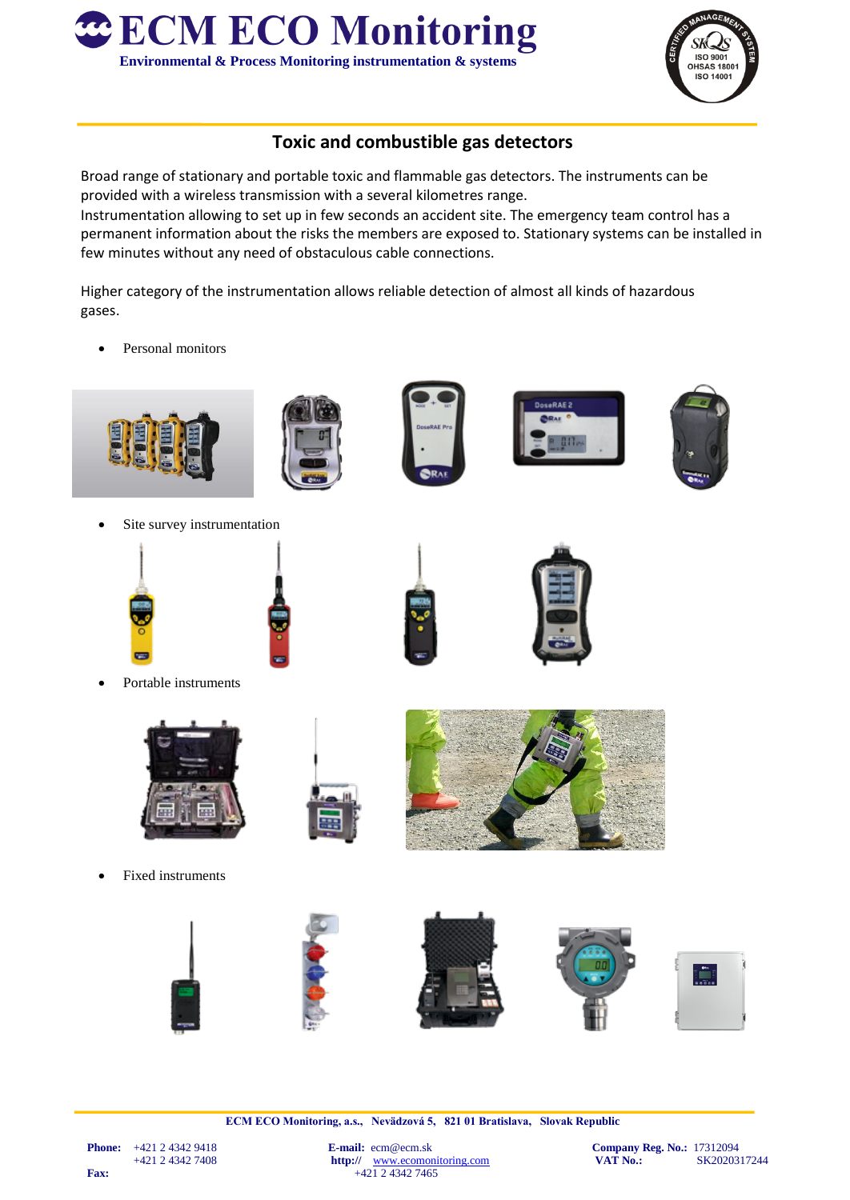# ECM ECO Monitoring

**Environmental & Process Monitoring instrumentation & systems**

## Toxic and combustible gas detectors

Broad range of stationary and portable toxic and flammable gas detectors. The instruments can be provided with a wireless transmission with a several kilometres range.
Instrumentation allowing to set up in few seconds an accident site. The emergency team control has a permanent information about the risks the members are exposed to. Stationary systems can be installed in few minutes without any need of obstaculous cable connections.

Higher category of the instrumentation allows reliable detection of almost all kinds of hazardous gases.

- Personal monitors

- Site survey instrumentation

- Portable instruments

- Fixed instruments

**ECM ECO Monitoring, a.s., Nevädzová 5, 821 01 Bratislava, Slovak Republic**

**Phone:** +421 2 4342 9418
+421 2 4342 7408
**Fax:** +421 2 4342 7465

**E-mail:** ecm@ecm.sk
**http://** www.ecomonitoring.com

**Company Reg. No.:** 17312094
**VAT No.:** SK2020317244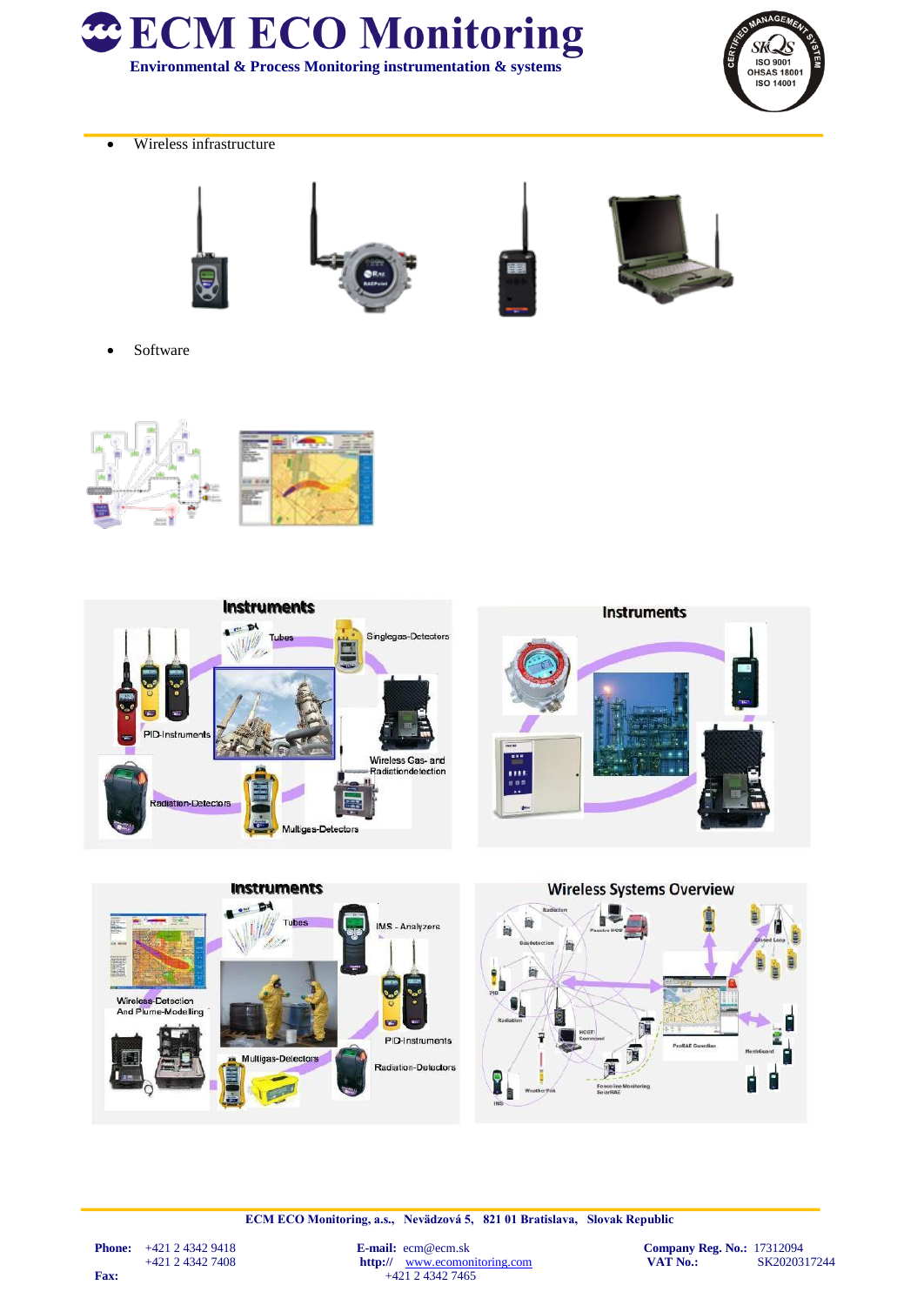- Wireless infrastructure

- Software